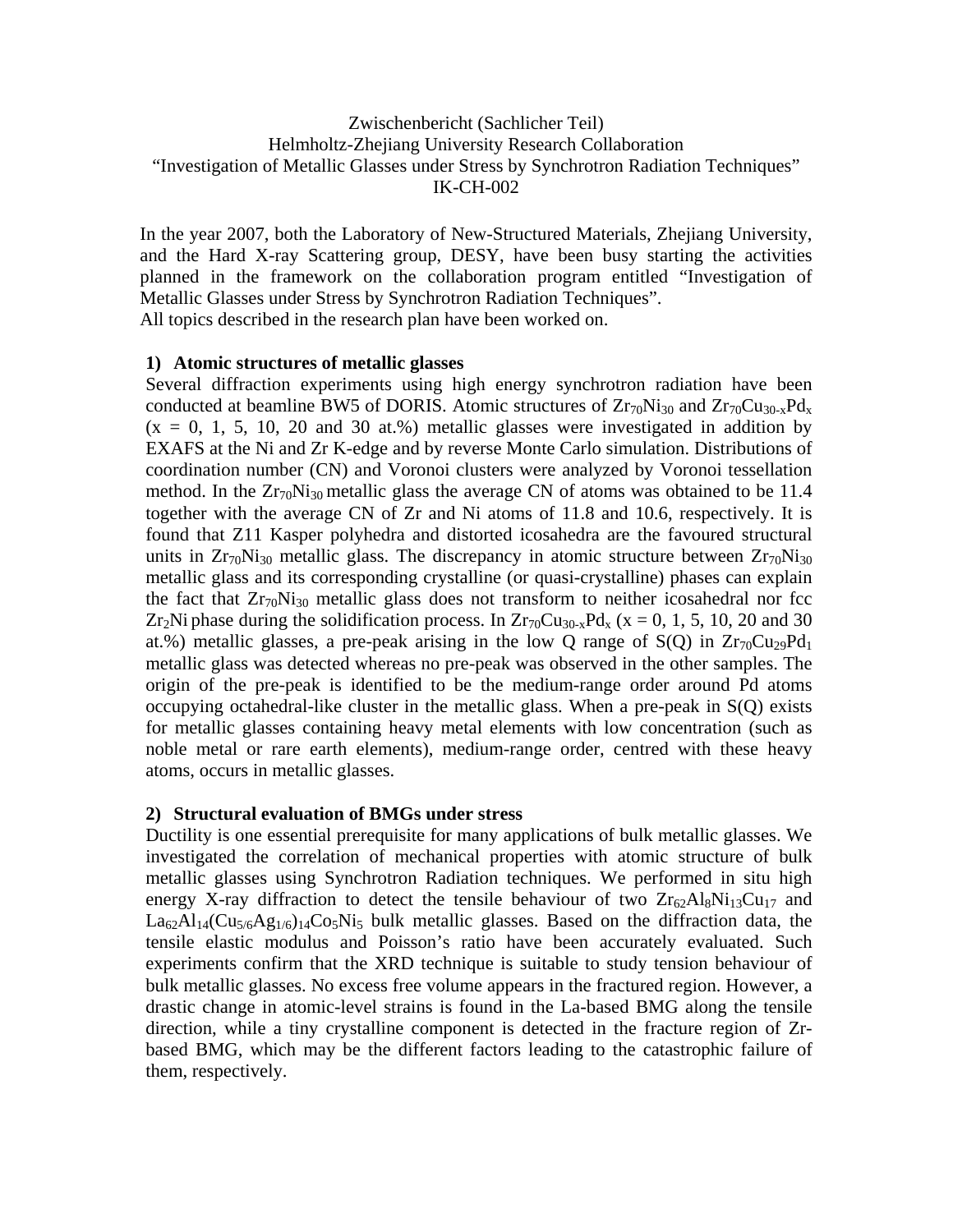Zwischenbericht (Sachlicher Teil)
Helmholtz-Zhejiang University Research Collaboration
"Investigation of Metallic Glasses under Stress by Synchrotron Radiation Techniques"
IK-CH-002

In the year 2007, both the Laboratory of New-Structured Materials, Zhejiang University, and the Hard X-ray Scattering group, DESY, have been busy starting the activities planned in the framework on the collaboration program entitled "Investigation of Metallic Glasses under Stress by Synchrotron Radiation Techniques".
All topics described in the research plan have been worked on.

## 1) Atomic structures of metallic glasses

Several diffraction experiments using high energy synchrotron radiation have been conducted at beamline BW5 of DORIS. Atomic structures of $Zr_{70}Ni_{30}$ and $Zr_{70}Cu_{30-x}Pd_x$ ($x$ = 0, 1, 5, 10, 20 and 30 at.%) metallic glasses were investigated in addition by EXAFS at the Ni and Zr K-edge and by reverse Monte Carlo simulation. Distributions of coordination number (CN) and Voronoi clusters were analyzed by Voronoi tessellation method. In the $Zr_{70}Ni_{30}$ metallic glass the average CN of atoms was obtained to be 11.4 together with the average CN of Zr and Ni atoms of 11.8 and 10.6, respectively. It is found that Z11 Kasper polyhedra and distorted icosahedra are the favoured structural units in $Zr_{70}Ni_{30}$ metallic glass. The discrepancy in atomic structure between $Zr_{70}Ni_{30}$ metallic glass and its corresponding crystalline (or quasi-crystalline) phases can explain the fact that $Zr_{70}Ni_{30}$ metallic glass does not transform to neither icosahedral nor fcc $Zr_2Ni$ phase during the solidification process. In $Zr_{70}Cu_{30-x}Pd_x$ ($x$ = 0, 1, 5, 10, 20 and 30 at.%) metallic glasses, a pre-peak arising in the low Q range of S(Q) in $Zr_{70}Cu_{29}Pd_1$ metallic glass was detected whereas no pre-peak was observed in the other samples. The origin of the pre-peak is identified to be the medium-range order around Pd atoms occupying octahedral-like cluster in the metallic glass. When a pre-peak in S(Q) exists for metallic glasses containing heavy metal elements with low concentration (such as noble metal or rare earth elements), medium-range order, centred with these heavy atoms, occurs in metallic glasses.

## 2) Structural evaluation of BMGs under stress

Ductility is one essential prerequisite for many applications of bulk metallic glasses. We investigated the correlation of mechanical properties with atomic structure of bulk metallic glasses using Synchrotron Radiation techniques. We performed in situ high energy X-ray diffraction to detect the tensile behaviour of two $Zr_{62}Al_8Ni_{13}Cu_{17}$ and $La_{62}Al_{14}(Cu_{5/6}Ag_{1/6})_{14}Co_5Ni_5$ bulk metallic glasses. Based on the diffraction data, the tensile elastic modulus and Poisson's ratio have been accurately evaluated. Such experiments confirm that the XRD technique is suitable to study tension behaviour of bulk metallic glasses. No excess free volume appears in the fractured region. However, a drastic change in atomic-level strains is found in the La-based BMG along the tensile direction, while a tiny crystalline component is detected in the fracture region of Zr-based BMG, which may be the different factors leading to the catastrophic failure of them, respectively.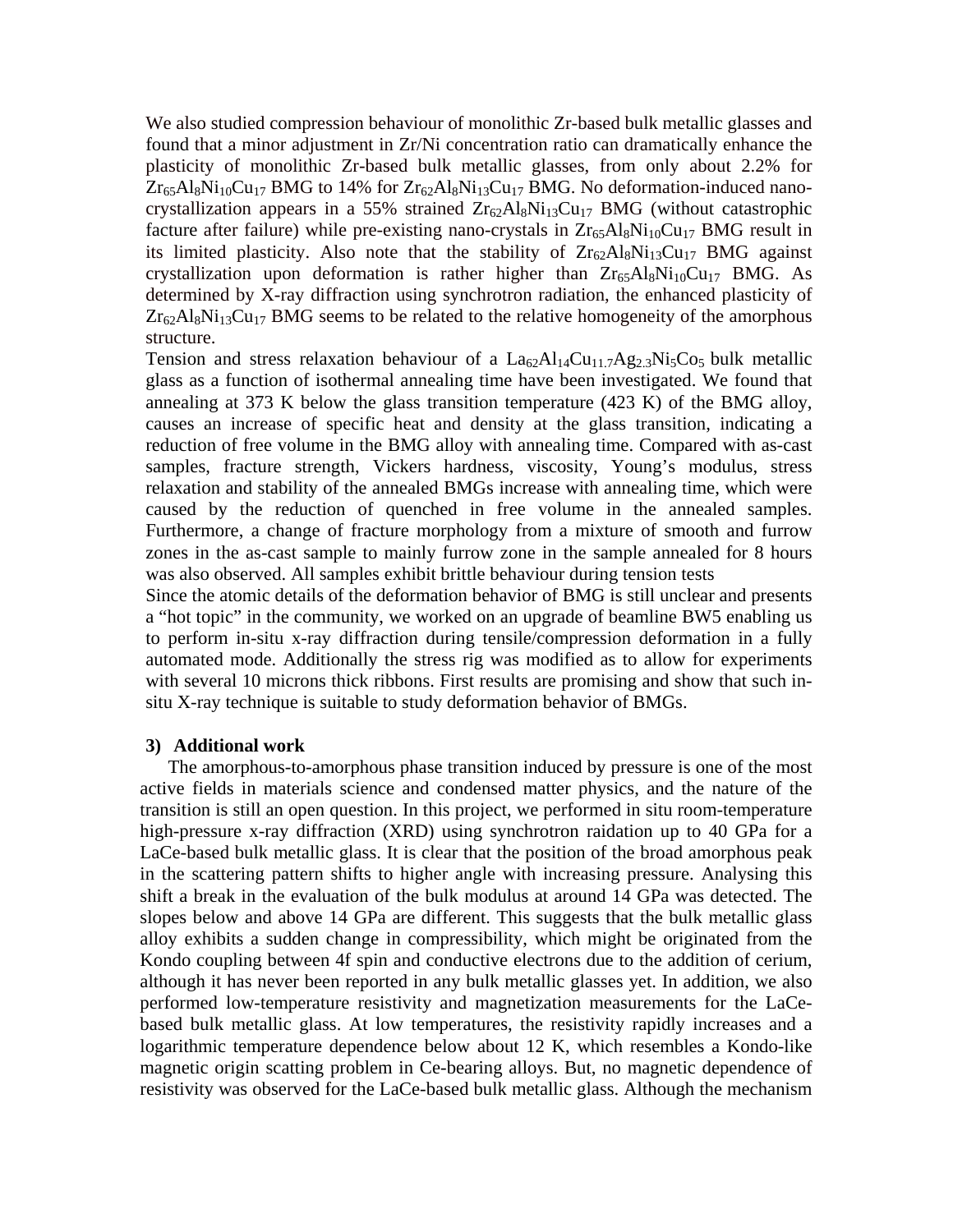We also studied compression behaviour of monolithic Zr-based bulk metallic glasses and found that a minor adjustment in Zr/Ni concentration ratio can dramatically enhance the plasticity of monolithic Zr-based bulk metallic glasses, from only about 2.2% for $Zr_{65}Al_8Ni_{10}Cu_{17}$ BMG to 14% for $Zr_{62}Al_8Ni_{13}Cu_{17}$ BMG. No deformation-induced nano-crystallization appears in a 55% strained $Zr_{62}Al_8Ni_{13}Cu_{17}$ BMG (without catastrophic facture after failure) while pre-existing nano-crystals in $Zr_{65}Al_8Ni_{10}Cu_{17}$ BMG result in its limited plasticity. Also note that the stability of $Zr_{62}Al_8Ni_{13}Cu_{17}$ BMG against crystallization upon deformation is rather higher than $Zr_{65}Al_8Ni_{10}Cu_{17}$ BMG. As determined by X-ray diffraction using synchrotron radiation, the enhanced plasticity of $Zr_{62}Al_8Ni_{13}Cu_{17}$ BMG seems to be related to the relative homogeneity of the amorphous structure.

Tension and stress relaxation behaviour of a $La_{62}Al_{14}Cu_{11.7}Ag_{2.3}Ni_5Co_5$ bulk metallic glass as a function of isothermal annealing time have been investigated. We found that annealing at 373 K below the glass transition temperature (423 K) of the BMG alloy, causes an increase of specific heat and density at the glass transition, indicating a reduction of free volume in the BMG alloy with annealing time. Compared with as-cast samples, fracture strength, Vickers hardness, viscosity, Young's modulus, stress relaxation and stability of the annealed BMGs increase with annealing time, which were caused by the reduction of quenched in free volume in the annealed samples. Furthermore, a change of fracture morphology from a mixture of smooth and furrow zones in the as-cast sample to mainly furrow zone in the sample annealed for 8 hours was also observed. All samples exhibit brittle behaviour during tension tests

Since the atomic details of the deformation behavior of BMG is still unclear and presents a "hot topic" in the community, we worked on an upgrade of beamline BW5 enabling us to perform in-situ x-ray diffraction during tensile/compression deformation in a fully automated mode. Additionally the stress rig was modified as to allow for experiments with several 10 microns thick ribbons. First results are promising and show that such in-situ X-ray technique is suitable to study deformation behavior of BMGs.

## 3) Additional work

The amorphous-to-amorphous phase transition induced by pressure is one of the most active fields in materials science and condensed matter physics, and the nature of the transition is still an open question. In this project, we performed in situ room-temperature high-pressure x-ray diffraction (XRD) using synchrotron raidation up to 40 GPa for a LaCe-based bulk metallic glass. It is clear that the position of the broad amorphous peak in the scattering pattern shifts to higher angle with increasing pressure. Analysing this shift a break in the evaluation of the bulk modulus at around 14 GPa was detected. The slopes below and above 14 GPa are different. This suggests that the bulk metallic glass alloy exhibits a sudden change in compressibility, which might be originated from the Kondo coupling between 4f spin and conductive electrons due to the addition of cerium, although it has never been reported in any bulk metallic glasses yet. In addition, we also performed low-temperature resistivity and magnetization measurements for the LaCe-based bulk metallic glass. At low temperatures, the resistivity rapidly increases and a logarithmic temperature dependence below about 12 K, which resembles a Kondo-like magnetic origin scatting problem in Ce-bearing alloys. But, no magnetic dependence of resistivity was observed for the LaCe-based bulk metallic glass. Although the mechanism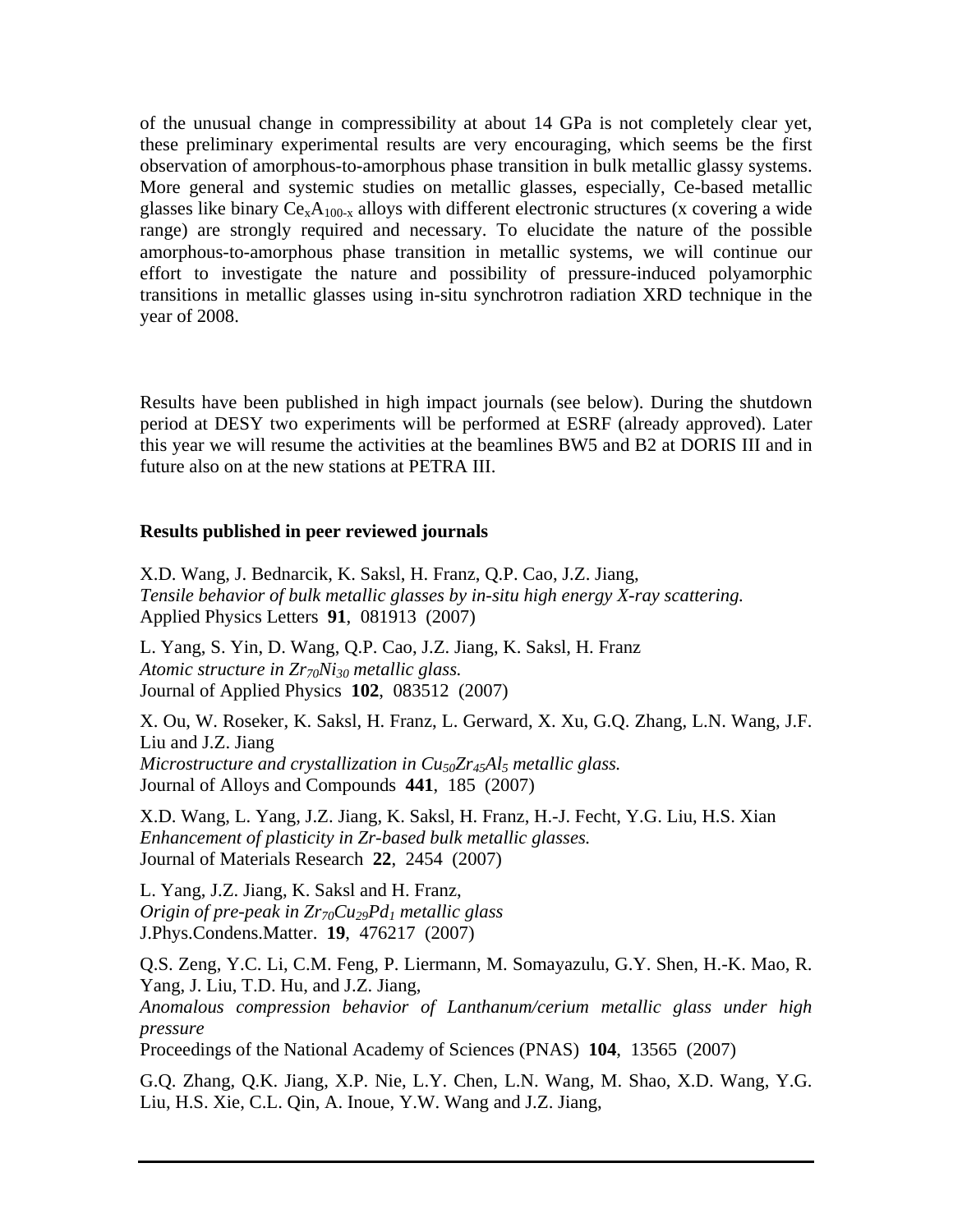of the unusual change in compressibility at about 14 GPa is not completely clear yet, these preliminary experimental results are very encouraging, which seems be the first observation of amorphous-to-amorphous phase transition in bulk metallic glassy systems. More general and systemic studies on metallic glasses, especially, Ce-based metallic glasses like binary $Ce_xA_{100-x}$ alloys with different electronic structures (x covering a wide range) are strongly required and necessary. To elucidate the nature of the possible amorphous-to-amorphous phase transition in metallic systems, we will continue our effort to investigate the nature and possibility of pressure-induced polyamorphic transitions in metallic glasses using in-situ synchrotron radiation XRD technique in the year of 2008.

Results have been published in high impact journals (see below). During the shutdown period at DESY two experiments will be performed at ESRF (already approved). Later this year we will resume the activities at the beamlines BW5 and B2 at DORIS III and in future also on at the new stations at PETRA III.

**Results published in peer reviewed journals**

X.D. Wang, J. Bednarcik, K. Saksl, H. Franz, Q.P. Cao, J.Z. Jiang,
*Tensile behavior of bulk metallic glasses by in-situ high energy X-ray scattering.*
Applied Physics Letters **91**, 081913 (2007)

L. Yang, S. Yin, D. Wang, Q.P. Cao, J.Z. Jiang, K. Saksl, H. Franz
*Atomic structure in $Zr_{70}Ni_{30}$ metallic glass.*
Journal of Applied Physics **102**, 083512 (2007)

X. Ou, W. Roseker, K. Saksl, H. Franz, L. Gerward, X. Xu, G.Q. Zhang, L.N. Wang, J.F. Liu and J.Z. Jiang
*Microstructure and crystallization in $Cu_{50}Zr_{45}Al_5$ metallic glass.*
Journal of Alloys and Compounds **441**, 185 (2007)

X.D. Wang, L. Yang, J.Z. Jiang, K. Saksl, H. Franz, H.-J. Fecht, Y.G. Liu, H.S. Xian
*Enhancement of plasticity in Zr-based bulk metallic glasses.*
Journal of Materials Research **22**, 2454 (2007)

L. Yang, J.Z. Jiang, K. Saksl and H. Franz,
*Origin of pre-peak in $Zr_{70}Cu_{29}Pd_1$ metallic glass*
J.Phys.Condens.Matter. **19**, 476217 (2007)

Q.S. Zeng, Y.C. Li, C.M. Feng, P. Liermann, M. Somayazulu, G.Y. Shen, H.-K. Mao, R. Yang, J. Liu, T.D. Hu, and J.Z. Jiang,
*Anomalous compression behavior of Lanthanum/cerium metallic glass under high pressure*
Proceedings of the National Academy of Sciences (PNAS) **104**, 13565 (2007)

G.Q. Zhang, Q.K. Jiang, X.P. Nie, L.Y. Chen, L.N. Wang, M. Shao, X.D. Wang, Y.G. Liu, H.S. Xie, C.L. Qin, A. Inoue, Y.W. Wang and J.Z. Jiang,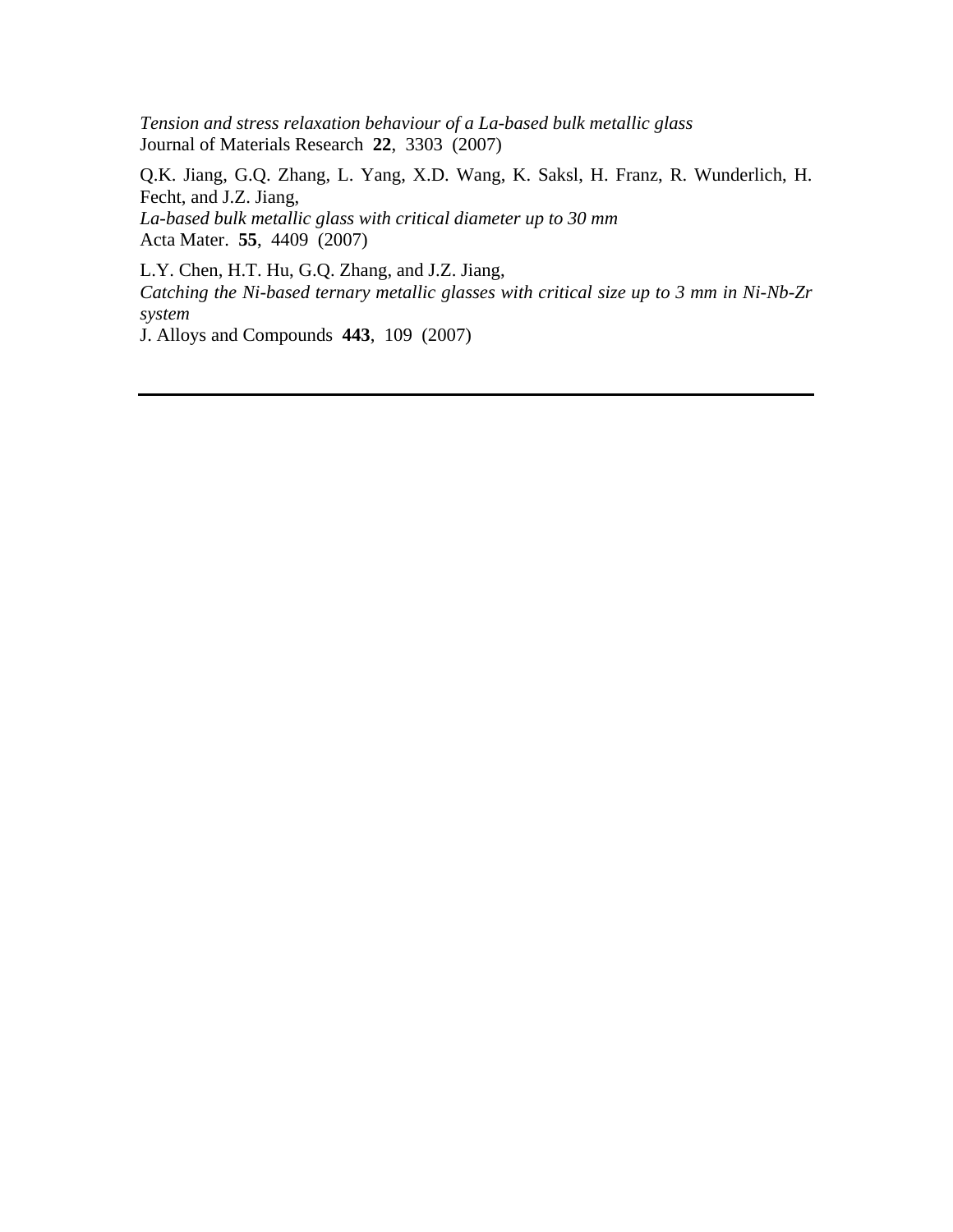*Tension and stress relaxation behaviour of a La-based bulk metallic glass*
Journal of Materials Research **22**, 3303 (2007)

Q.K. Jiang, G.Q. Zhang, L. Yang, X.D. Wang, K. Saksl, H. Franz, R. Wunderlich, H. Fecht, and J.Z. Jiang,
*La-based bulk metallic glass with critical diameter up to 30 mm*
Acta Mater. **55**, 4409 (2007)

L.Y. Chen, H.T. Hu, G.Q. Zhang, and J.Z. Jiang,
*Catching the Ni-based ternary metallic glasses with critical size up to 3 mm in Ni-Nb-Zr system*
J. Alloys and Compounds **443**, 109 (2007)

---